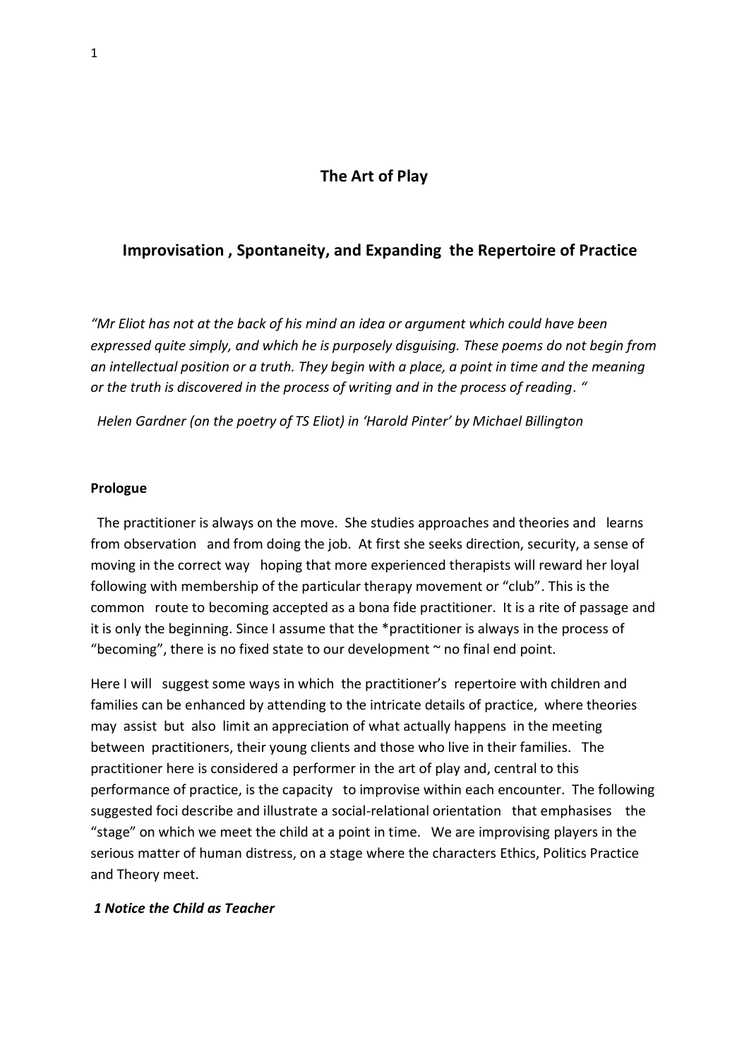# The Art of Play

## Improvisation , Spontaneity, and Expanding the Repertoire of Practice

*"Mr Eliot has not at the back of his mind an idea or argument which could have been expressed quite simply, and which he is purposely disguising. These poems do not begin from an intellectual position or a truth. They begin with a place, a point in time and the meaning or the truth is discovered in the process of writing and in the process of reading. "*

*Helen Gardner (on the poetry of TS Eliot) in 'Harold Pinter' by Michael Billington*

**Prologue**

The practitioner is always on the move. She studies approaches and theories and learns from observation and from doing the job. At first she seeks direction, security, a sense of moving in the correct way hoping that more experienced therapists will reward her loyal following with membership of the particular therapy movement or "club". This is the common route to becoming accepted as a bona fide practitioner. It is a rite of passage and it is only the beginning. Since I assume that the *practitioner is always in the process of "becoming", there is no fixed state to our development ~ no final end point.

Here I will suggest some ways in which the practitioner's repertoire with children and families can be enhanced by attending to the intricate details of practice, where theories may assist but also limit an appreciation of what actually happens in the meeting between practitioners, their young clients and those who live in their families. The practitioner here is considered a performer in the art of play and, central to this performance of practice, is the capacity to improvise within each encounter. The following suggested foci describe and illustrate a social-relational orientation that emphasises the "stage" on which we meet the child at a point in time. We are improvising players in the serious matter of human distress, on a stage where the characters Ethics, Politics Practice and Theory meet.

***1 Notice the Child as Teacher***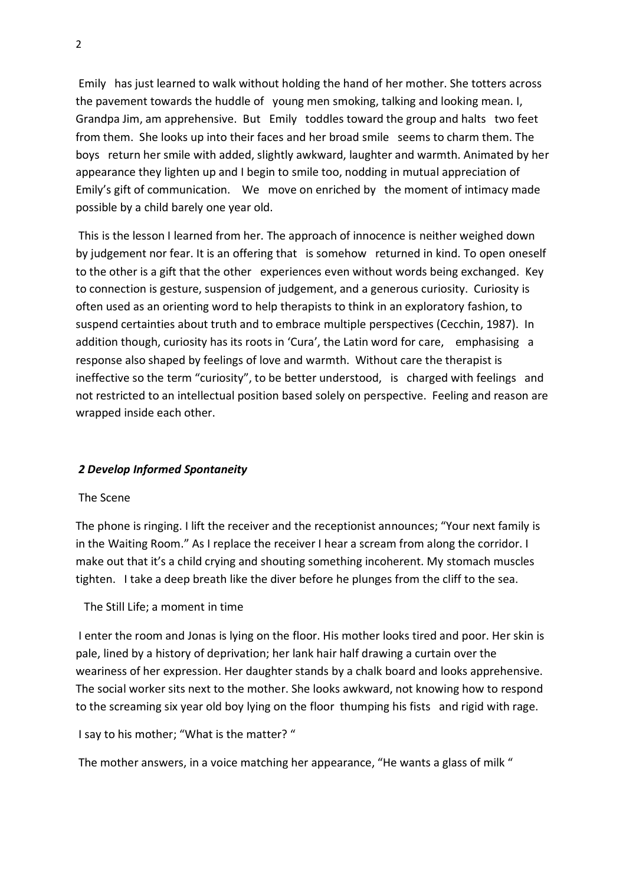Emily has just learned to walk without holding the hand of her mother. She totters across the pavement towards the huddle of young men smoking, talking and looking mean. I, Grandpa Jim, am apprehensive. But Emily toddles toward the group and halts two feet from them. She looks up into their faces and her broad smile seems to charm them. The boys return her smile with added, slightly awkward, laughter and warmth. Animated by her appearance they lighten up and I begin to smile too, nodding in mutual appreciation of Emily's gift of communication. We move on enriched by the moment of intimacy made possible by a child barely one year old.

This is the lesson I learned from her. The approach of innocence is neither weighed down by judgement nor fear. It is an offering that is somehow returned in kind. To open oneself to the other is a gift that the other experiences even without words being exchanged. Key to connection is gesture, suspension of judgement, and a generous curiosity. Curiosity is often used as an orienting word to help therapists to think in an exploratory fashion, to suspend certainties about truth and to embrace multiple perspectives (Cecchin, 1987). In addition though, curiosity has its roots in 'Cura', the Latin word for care, emphasising a response also shaped by feelings of love and warmth. Without care the therapist is ineffective so the term "curiosity", to be better understood, is charged with feelings and not restricted to an intellectual position based solely on perspective. Feeling and reason are wrapped inside each other.

### *2 Develop Informed Spontaneity*

The Scene

The phone is ringing. I lift the receiver and the receptionist announces; "Your next family is in the Waiting Room." As I replace the receiver I hear a scream from along the corridor. I make out that it's a child crying and shouting something incoherent. My stomach muscles tighten. I take a deep breath like the diver before he plunges from the cliff to the sea.

The Still Life; a moment in time

I enter the room and Jonas is lying on the floor. His mother looks tired and poor. Her skin is pale, lined by a history of deprivation; her lank hair half drawing a curtain over the weariness of her expression. Her daughter stands by a chalk board and looks apprehensive. The social worker sits next to the mother. She looks awkward, not knowing how to respond to the screaming six year old boy lying on the floor thumping his fists and rigid with rage.

I say to his mother; "What is the matter? "

The mother answers, in a voice matching her appearance, "He wants a glass of milk "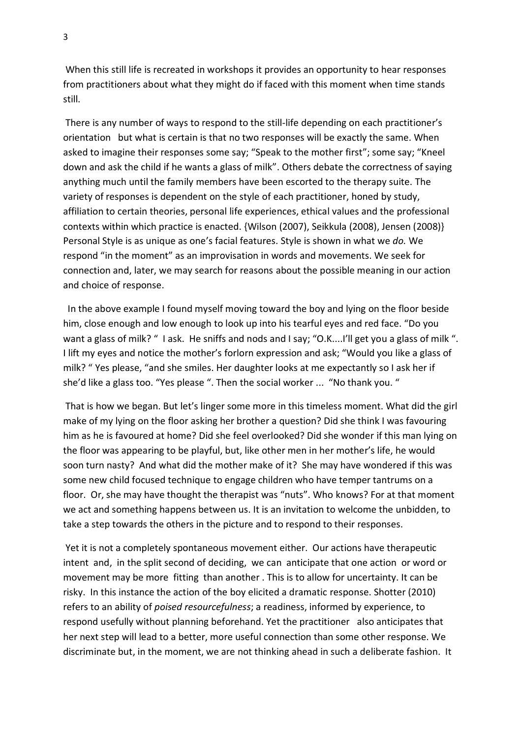When this still life is recreated in workshops it provides an opportunity to hear responses from practitioners about what they might do if faced with this moment when time stands still.

There is any number of ways to respond to the still-life depending on each practitioner's orientation but what is certain is that no two responses will be exactly the same. When asked to imagine their responses some say; "Speak to the mother first"; some say; "Kneel down and ask the child if he wants a glass of milk". Others debate the correctness of saying anything much until the family members have been escorted to the therapy suite. The variety of responses is dependent on the style of each practitioner, honed by study, affiliation to certain theories, personal life experiences, ethical values and the professional contexts within which practice is enacted. {Wilson (2007), Seikkula (2008), Jensen (2008)} Personal Style is as unique as one's facial features. Style is shown in what we *do.* We respond "in the moment" as an improvisation in words and movements. We seek for connection and, later, we may search for reasons about the possible meaning in our action and choice of response.

In the above example I found myself moving toward the boy and lying on the floor beside him, close enough and low enough to look up into his tearful eyes and red face. "Do you want a glass of milk? " I ask. He sniffs and nods and I say; "O.K....I'll get you a glass of milk ". I lift my eyes and notice the mother's forlorn expression and ask; "Would you like a glass of milk? " Yes please, "and she smiles. Her daughter looks at me expectantly so I ask her if she'd like a glass too. "Yes please ". Then the social worker ... "No thank you. "

That is how we began. But let's linger some more in this timeless moment. What did the girl make of my lying on the floor asking her brother a question? Did she think I was favouring him as he is favoured at home? Did she feel overlooked? Did she wonder if this man lying on the floor was appearing to be playful, but, like other men in her mother's life, he would soon turn nasty? And what did the mother make of it? She may have wondered if this was some new child focused technique to engage children who have temper tantrums on a floor. Or, she may have thought the therapist was "nuts". Who knows? For at that moment we act and something happens between us. It is an invitation to welcome the unbidden, to take a step towards the others in the picture and to respond to their responses.

Yet it is not a completely spontaneous movement either. Our actions have therapeutic intent and, in the split second of deciding, we can anticipate that one action or word or movement may be more fitting than another . This is to allow for uncertainty. It can be risky. In this instance the action of the boy elicited a dramatic response. Shotter (2010) refers to an ability of *poised resourcefulness*; a readiness, informed by experience, to respond usefully without planning beforehand. Yet the practitioner also anticipates that her next step will lead to a better, more useful connection than some other response. We discriminate but, in the moment, we are not thinking ahead in such a deliberate fashion. It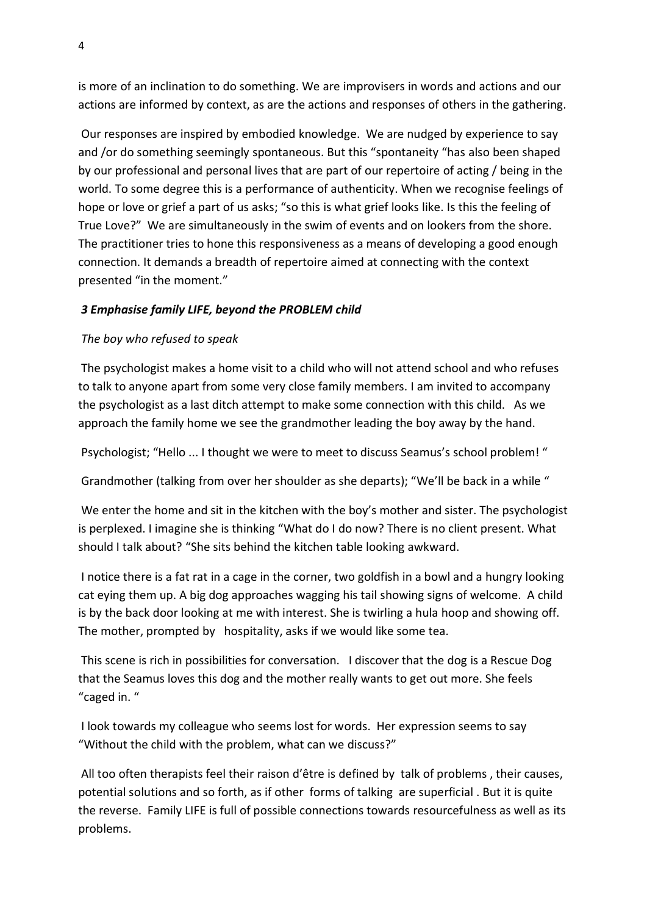is more of an inclination to do something. We are improvisers in words and actions and our actions are informed by context, as are the actions and responses of others in the gathering.

Our responses are inspired by embodied knowledge. We are nudged by experience to say and /or do something seemingly spontaneous. But this "spontaneity "has also been shaped by our professional and personal lives that are part of our repertoire of acting / being in the world. To some degree this is a performance of authenticity. When we recognise feelings of hope or love or grief a part of us asks; "so this is what grief looks like. Is this the feeling of True Love?" We are simultaneously in the swim of events and on lookers from the shore. The practitioner tries to hone this responsiveness as a means of developing a good enough connection. It demands a breadth of repertoire aimed at connecting with the context presented "in the moment."

### *3 Emphasise family LIFE, beyond the PROBLEM child*

*The boy who refused to speak*

The psychologist makes a home visit to a child who will not attend school and who refuses to talk to anyone apart from some very close family members. I am invited to accompany the psychologist as a last ditch attempt to make some connection with this child. As we approach the family home we see the grandmother leading the boy away by the hand.

Psychologist; "Hello ... I thought we were to meet to discuss Seamus's school problem! "

Grandmother (talking from over her shoulder as she departs); "We'll be back in a while "

We enter the home and sit in the kitchen with the boy's mother and sister. The psychologist is perplexed. I imagine she is thinking "What do I do now? There is no client present. What should I talk about? "She sits behind the kitchen table looking awkward.

I notice there is a fat rat in a cage in the corner, two goldfish in a bowl and a hungry looking cat eying them up. A big dog approaches wagging his tail showing signs of welcome. A child is by the back door looking at me with interest. She is twirling a hula hoop and showing off. The mother, prompted by hospitality, asks if we would like some tea.

This scene is rich in possibilities for conversation. I discover that the dog is a Rescue Dog that the Seamus loves this dog and the mother really wants to get out more. She feels "caged in. "

I look towards my colleague who seems lost for words. Her expression seems to say "Without the child with the problem, what can we discuss?"

All too often therapists feel their raison d'être is defined by talk of problems , their causes, potential solutions and so forth, as if other forms of talking are superficial . But it is quite the reverse. Family LIFE is full of possible connections towards resourcefulness as well as its problems.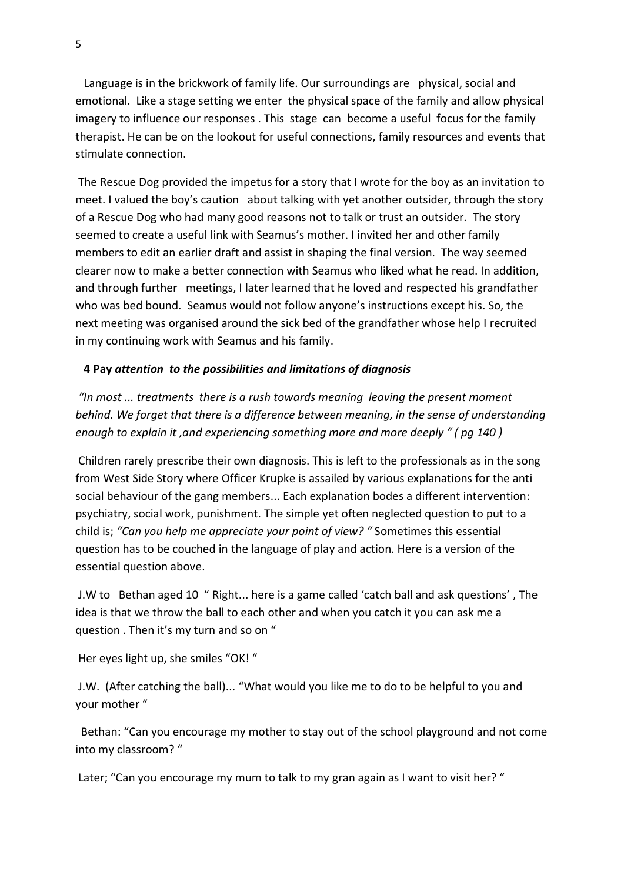Language is in the brickwork of family life. Our surroundings are physical, social and emotional. Like a stage setting we enter the physical space of the family and allow physical imagery to influence our responses . This stage can become a useful focus for the family therapist. He can be on the lookout for useful connections, family resources and events that stimulate connection.

The Rescue Dog provided the impetus for a story that I wrote for the boy as an invitation to meet. I valued the boy's caution about talking with yet another outsider, through the story of a Rescue Dog who had many good reasons not to talk or trust an outsider. The story seemed to create a useful link with Seamus's mother. I invited her and other family members to edit an earlier draft and assist in shaping the final version. The way seemed clearer now to make a better connection with Seamus who liked what he read. In addition, and through further meetings, I later learned that he loved and respected his grandfather who was bed bound. Seamus would not follow anyone's instructions except his. So, the next meeting was organised around the sick bed of the grandfather whose help I recruited in my continuing work with Seamus and his family.

### 4 Pay *attention to the possibilities and limitations of diagnosis*

*"In most ... treatments there is a rush towards meaning leaving the present moment behind. We forget that there is a difference between meaning, in the sense of understanding enough to explain it ,and experiencing something more and more deeply " ( pg 140 )*

Children rarely prescribe their own diagnosis. This is left to the professionals as in the song from West Side Story where Officer Krupke is assailed by various explanations for the anti social behaviour of the gang members... Each explanation bodes a different intervention: psychiatry, social work, punishment. The simple yet often neglected question to put to a child is; *"Can you help me appreciate your point of view? "* Sometimes this essential question has to be couched in the language of play and action. Here is a version of the essential question above.

J.W to Bethan aged 10 " Right... here is a game called 'catch ball and ask questions' , The idea is that we throw the ball to each other and when you catch it you can ask me a question . Then it's my turn and so on "

Her eyes light up, she smiles "OK! "

J.W. (After catching the ball)... "What would you like me to do to be helpful to you and your mother "

Bethan: "Can you encourage my mother to stay out of the school playground and not come into my classroom? "

Later; "Can you encourage my mum to talk to my gran again as I want to visit her? "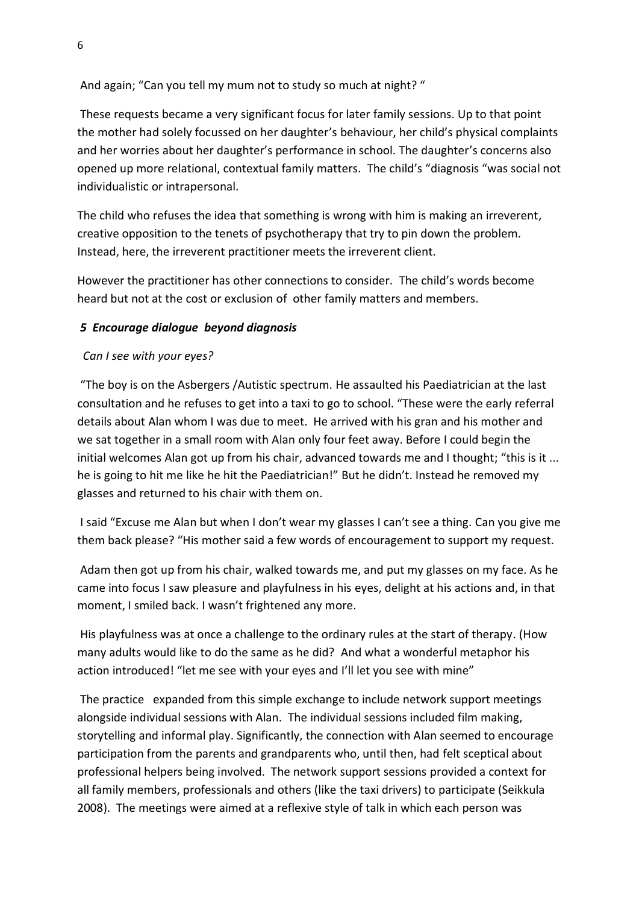And again; "Can you tell my mum not to study so much at night? "

These requests became a very significant focus for later family sessions. Up to that point the mother had solely focussed on her daughter's behaviour, her child's physical complaints and her worries about her daughter's performance in school. The daughter's concerns also opened up more relational, contextual family matters. The child's "diagnosis "was social not individualistic or intrapersonal.

The child who refuses the idea that something is wrong with him is making an irreverent, creative opposition to the tenets of psychotherapy that try to pin down the problem. Instead, here, the irreverent practitioner meets the irreverent client.

However the practitioner has other connections to consider. The child's words become heard but not at the cost or exclusion of other family matters and members.

### *5 Encourage dialogue beyond diagnosis*

*Can I see with your eyes?*

"The boy is on the Asbergers /Autistic spectrum. He assaulted his Paediatrician at the last consultation and he refuses to get into a taxi to go to school. "These were the early referral details about Alan whom I was due to meet. He arrived with his gran and his mother and we sat together in a small room with Alan only four feet away. Before I could begin the initial welcomes Alan got up from his chair, advanced towards me and I thought; "this is it ... he is going to hit me like he hit the Paediatrician!" But he didn't. Instead he removed my glasses and returned to his chair with them on.

I said "Excuse me Alan but when I don't wear my glasses I can't see a thing. Can you give me them back please? "His mother said a few words of encouragement to support my request.

Adam then got up from his chair, walked towards me, and put my glasses on my face. As he came into focus I saw pleasure and playfulness in his eyes, delight at his actions and, in that moment, I smiled back. I wasn't frightened any more.

His playfulness was at once a challenge to the ordinary rules at the start of therapy. (How many adults would like to do the same as he did? And what a wonderful metaphor his action introduced! "let me see with your eyes and I'll let you see with mine"

The practice expanded from this simple exchange to include network support meetings alongside individual sessions with Alan. The individual sessions included film making, storytelling and informal play. Significantly, the connection with Alan seemed to encourage participation from the parents and grandparents who, until then, had felt sceptical about professional helpers being involved. The network support sessions provided a context for all family members, professionals and others (like the taxi drivers) to participate (Seikkula 2008). The meetings were aimed at a reflexive style of talk in which each person was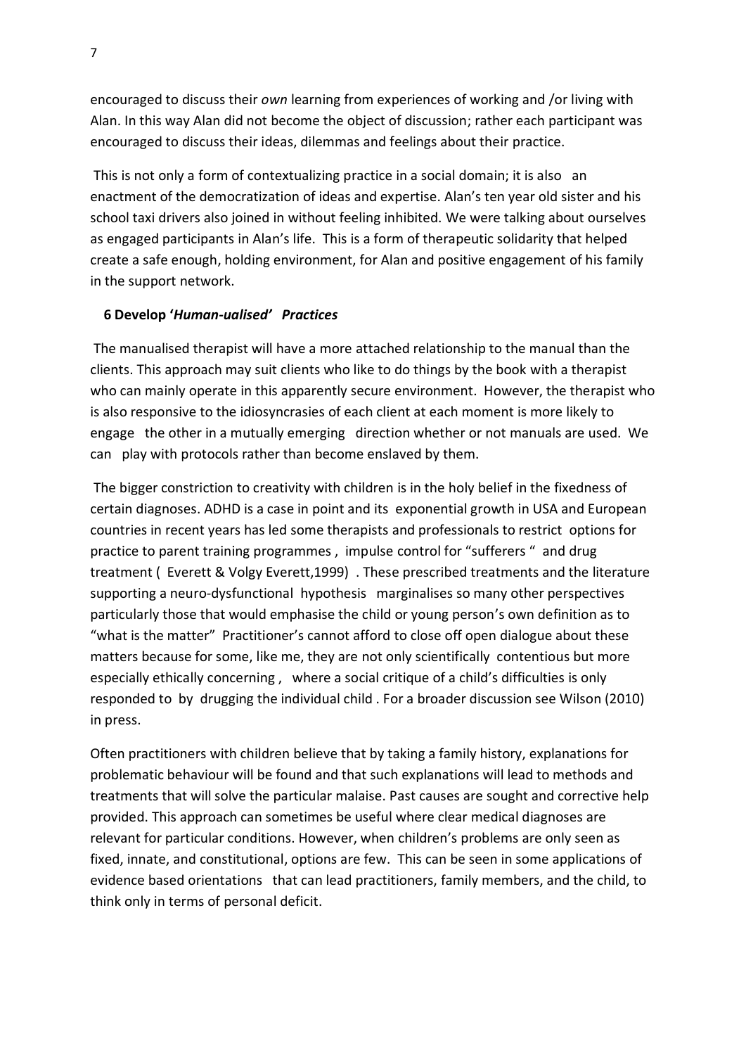encouraged to discuss their *own* learning from experiences of working and /or living with Alan. In this way Alan did not become the object of discussion; rather each participant was encouraged to discuss their ideas, dilemmas and feelings about their practice.

This is not only a form of contextualizing practice in a social domain; it is also an enactment of the democratization of ideas and expertise. Alan's ten year old sister and his school taxi drivers also joined in without feeling inhibited. We were talking about ourselves as engaged participants in Alan's life. This is a form of therapeutic solidarity that helped create a safe enough, holding environment, for Alan and positive engagement of his family in the support network.

### 6 Develop '*Human-ualised' Practices*

The manualised therapist will have a more attached relationship to the manual than the clients. This approach may suit clients who like to do things by the book with a therapist who can mainly operate in this apparently secure environment. However, the therapist who is also responsive to the idiosyncrasies of each client at each moment is more likely to engage the other in a mutually emerging direction whether or not manuals are used. We can play with protocols rather than become enslaved by them.

The bigger constriction to creativity with children is in the holy belief in the fixedness of certain diagnoses. ADHD is a case in point and its exponential growth in USA and European countries in recent years has led some therapists and professionals to restrict options for practice to parent training programmes , impulse control for "sufferers " and drug treatment ( Everett & Volgy Everett,1999) . These prescribed treatments and the literature supporting a neuro-dysfunctional hypothesis marginalises so many other perspectives particularly those that would emphasise the child or young person's own definition as to "what is the matter" Practitioner's cannot afford to close off open dialogue about these matters because for some, like me, they are not only scientifically contentious but more especially ethically concerning , where a social critique of a child's difficulties is only responded to by drugging the individual child . For a broader discussion see Wilson (2010) in press.

Often practitioners with children believe that by taking a family history, explanations for problematic behaviour will be found and that such explanations will lead to methods and treatments that will solve the particular malaise. Past causes are sought and corrective help provided. This approach can sometimes be useful where clear medical diagnoses are relevant for particular conditions. However, when children's problems are only seen as fixed, innate, and constitutional, options are few. This can be seen in some applications of evidence based orientations that can lead practitioners, family members, and the child, to think only in terms of personal deficit.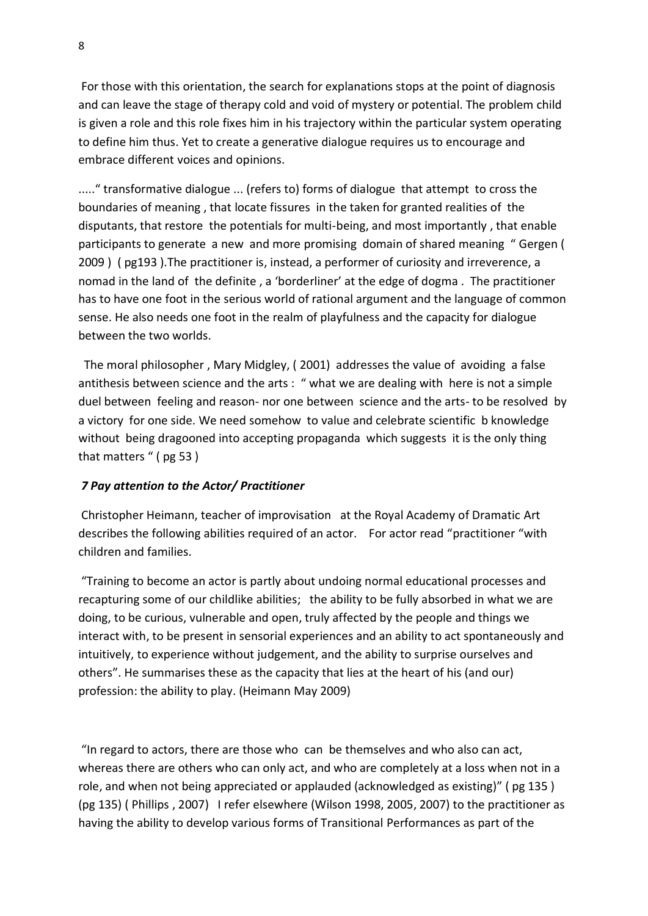For those with this orientation, the search for explanations stops at the point of diagnosis and can leave the stage of therapy cold and void of mystery or potential. The problem child is given a role and this role fixes him in his trajectory within the particular system operating to define him thus. Yet to create a generative dialogue requires us to encourage and embrace different voices and opinions.

....." transformative dialogue ... (refers to) forms of dialogue that attempt to cross the boundaries of meaning , that locate fissures in the taken for granted realities of the disputants, that restore the potentials for multi-being, and most importantly , that enable participants to generate a new and more promising domain of shared meaning " Gergen ( 2009 ) ( pg193 ).The practitioner is, instead, a performer of curiosity and irreverence, a nomad in the land of the definite , a 'borderliner' at the edge of dogma . The practitioner has to have one foot in the serious world of rational argument and the language of common sense. He also needs one foot in the realm of playfulness and the capacity for dialogue between the two worlds.

The moral philosopher , Mary Midgley, ( 2001) addresses the value of avoiding a false antithesis between science and the arts : " what we are dealing with here is not a simple duel between feeling and reason- nor one between science and the arts- to be resolved by a victory for one side. We need somehow to value and celebrate scientific b knowledge without being dragooned into accepting propaganda which suggests it is the only thing that matters " ( pg 53 )

***7 Pay attention to the Actor/ Practitioner***

Christopher Heimann, teacher of improvisation at the Royal Academy of Dramatic Art describes the following abilities required of an actor. For actor read "practitioner "with children and families.

"Training to become an actor is partly about undoing normal educational processes and recapturing some of our childlike abilities; the ability to be fully absorbed in what we are doing, to be curious, vulnerable and open, truly affected by the people and things we interact with, to be present in sensorial experiences and an ability to act spontaneously and intuitively, to experience without judgement, and the ability to surprise ourselves and others". He summarises these as the capacity that lies at the heart of his (and our) profession: the ability to play. (Heimann May 2009)

"In regard to actors, there are those who can be themselves and who also can act, whereas there are others who can only act, and who are completely at a loss when not in a role, and when not being appreciated or applauded (acknowledged as existing)" ( pg 135 ) (pg 135) ( Phillips , 2007) I refer elsewhere (Wilson 1998, 2005, 2007) to the practitioner as having the ability to develop various forms of Transitional Performances as part of the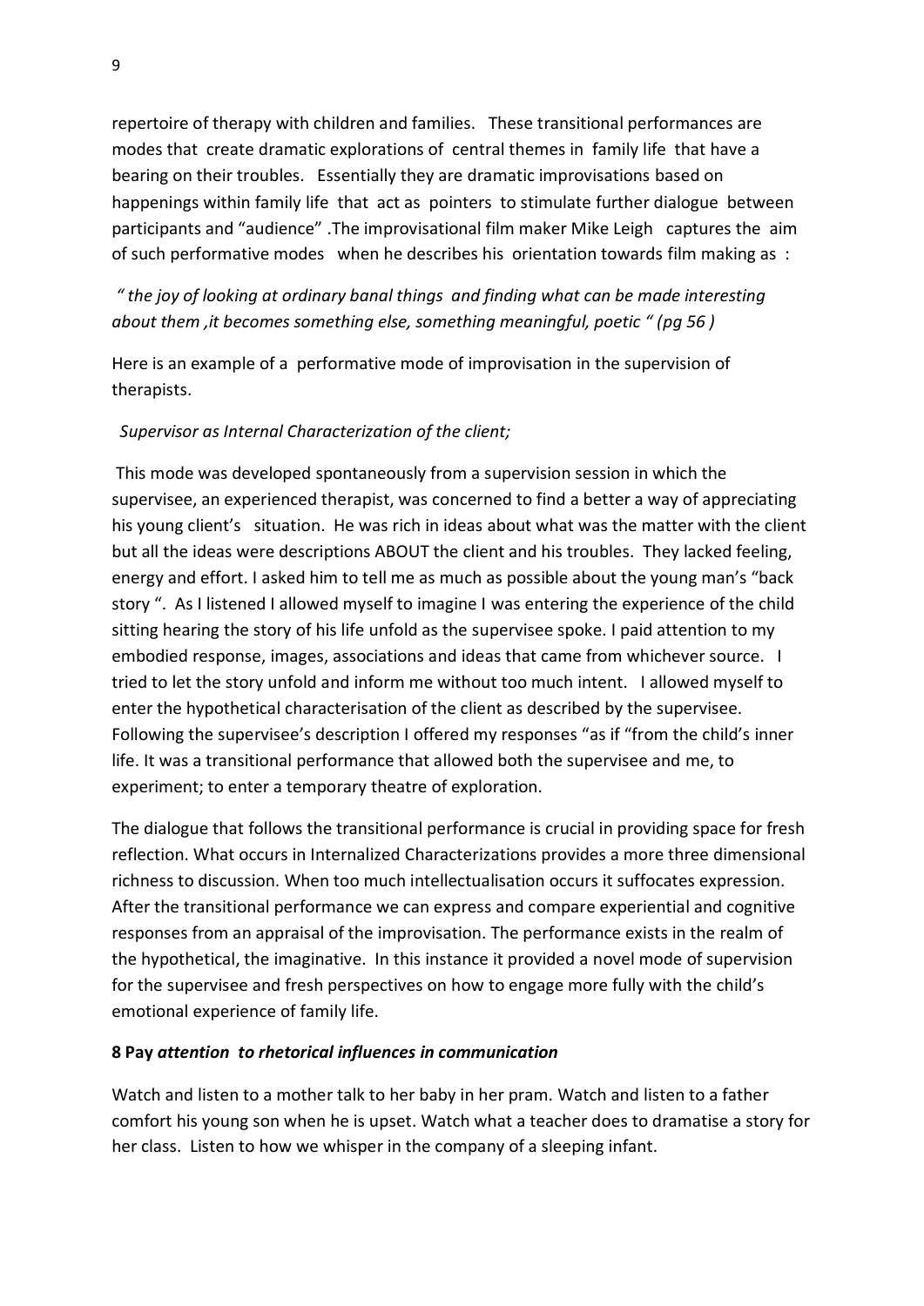repertoire of therapy with children and families. These transitional performances are modes that create dramatic explorations of central themes in family life that have a bearing on their troubles. Essentially they are dramatic improvisations based on happenings within family life that act as pointers to stimulate further dialogue between participants and "audience" .The improvisational film maker Mike Leigh captures the aim of such performative modes when he describes his orientation towards film making as :

*" the joy of looking at ordinary banal things and finding what can be made interesting about them ,it becomes something else, something meaningful, poetic " (pg 56 )*

Here is an example of a performative mode of improvisation in the supervision of therapists.

*Supervisor as Internal Characterization of the client;*

This mode was developed spontaneously from a supervision session in which the supervisee, an experienced therapist, was concerned to find a better a way of appreciating his young client's situation. He was rich in ideas about what was the matter with the client but all the ideas were descriptions ABOUT the client and his troubles. They lacked feeling, energy and effort. I asked him to tell me as much as possible about the young man's "back story ". As I listened I allowed myself to imagine I was entering the experience of the child sitting hearing the story of his life unfold as the supervisee spoke. I paid attention to my embodied response, images, associations and ideas that came from whichever source. I tried to let the story unfold and inform me without too much intent. I allowed myself to enter the hypothetical characterisation of the client as described by the supervisee. Following the supervisee's description I offered my responses "as if "from the child's inner life. It was a transitional performance that allowed both the supervisee and me, to experiment; to enter a temporary theatre of exploration.

The dialogue that follows the transitional performance is crucial in providing space for fresh reflection. What occurs in Internalized Characterizations provides a more three dimensional richness to discussion. When too much intellectualisation occurs it suffocates expression. After the transitional performance we can express and compare experiential and cognitive responses from an appraisal of the improvisation. The performance exists in the realm of the hypothetical, the imaginative. In this instance it provided a novel mode of supervision for the supervisee and fresh perspectives on how to engage more fully with the child's emotional experience of family life.

**8 Pay *attention to rhetorical influences in communication***

Watch and listen to a mother talk to her baby in her pram. Watch and listen to a father comfort his young son when he is upset. Watch what a teacher does to dramatise a story for her class. Listen to how we whisper in the company of a sleeping infant.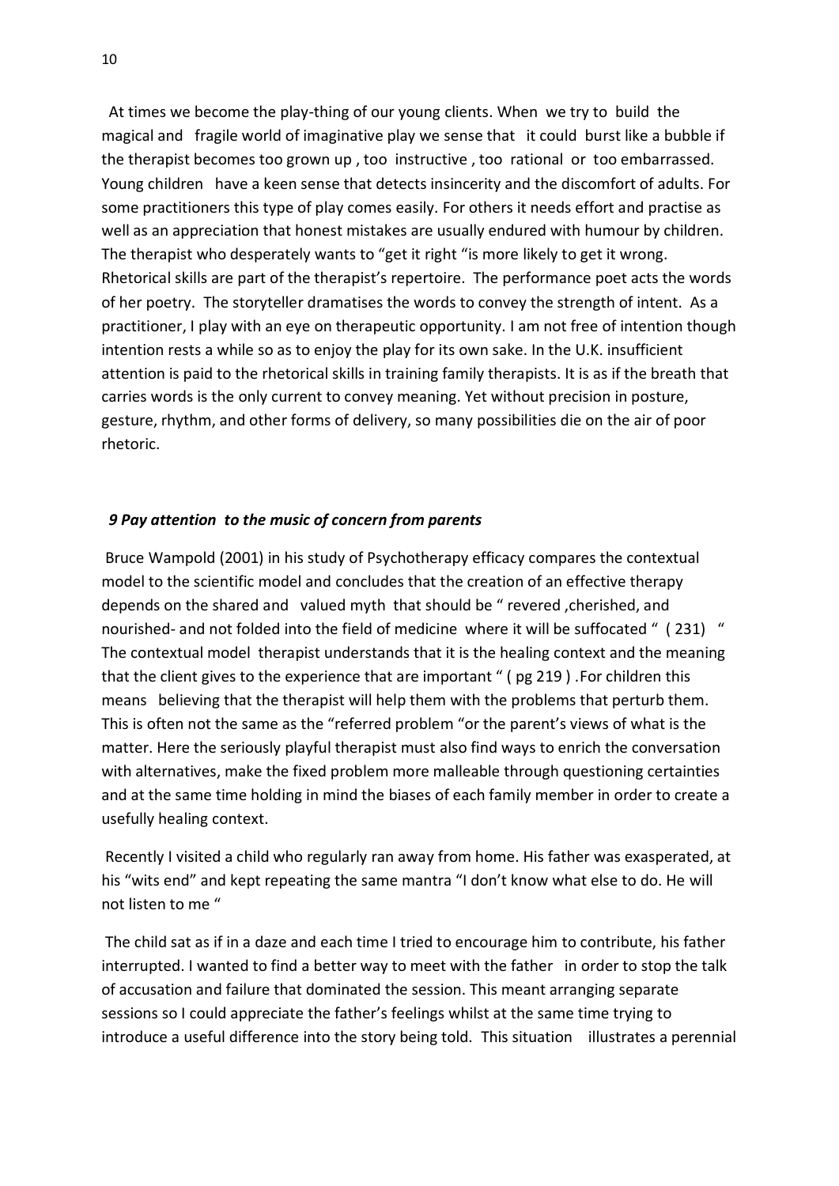At times we become the play-thing of our young clients. When we try to build the magical and fragile world of imaginative play we sense that it could burst like a bubble if the therapist becomes too grown up , too instructive , too rational or too embarrassed. Young children have a keen sense that detects insincerity and the discomfort of adults. For some practitioners this type of play comes easily. For others it needs effort and practise as well as an appreciation that honest mistakes are usually endured with humour by children. The therapist who desperately wants to "get it right "is more likely to get it wrong. Rhetorical skills are part of the therapist's repertoire. The performance poet acts the words of her poetry. The storyteller dramatises the words to convey the strength of intent. As a practitioner, I play with an eye on therapeutic opportunity. I am not free of intention though intention rests a while so as to enjoy the play for its own sake. In the U.K. insufficient attention is paid to the rhetorical skills in training family therapists. It is as if the breath that carries words is the only current to convey meaning. Yet without precision in posture, gesture, rhythm, and other forms of delivery, so many possibilities die on the air of poor rhetoric.

### *9 Pay attention to the music of concern from parents*

Bruce Wampold (2001) in his study of Psychotherapy efficacy compares the contextual model to the scientific model and concludes that the creation of an effective therapy depends on the shared and valued myth that should be " revered ,cherished, and nourished- and not folded into the field of medicine where it will be suffocated " ( 231) " The contextual model therapist understands that it is the healing context and the meaning that the client gives to the experience that are important " ( pg 219 ) .For children this means believing that the therapist will help them with the problems that perturb them. This is often not the same as the "referred problem "or the parent's views of what is the matter. Here the seriously playful therapist must also find ways to enrich the conversation with alternatives, make the fixed problem more malleable through questioning certainties and at the same time holding in mind the biases of each family member in order to create a usefully healing context.

Recently I visited a child who regularly ran away from home. His father was exasperated, at his "wits end" and kept repeating the same mantra "I don't know what else to do. He will not listen to me "

The child sat as if in a daze and each time I tried to encourage him to contribute, his father interrupted. I wanted to find a better way to meet with the father in order to stop the talk of accusation and failure that dominated the session. This meant arranging separate sessions so I could appreciate the father's feelings whilst at the same time trying to introduce a useful difference into the story being told. This situation illustrates a perennial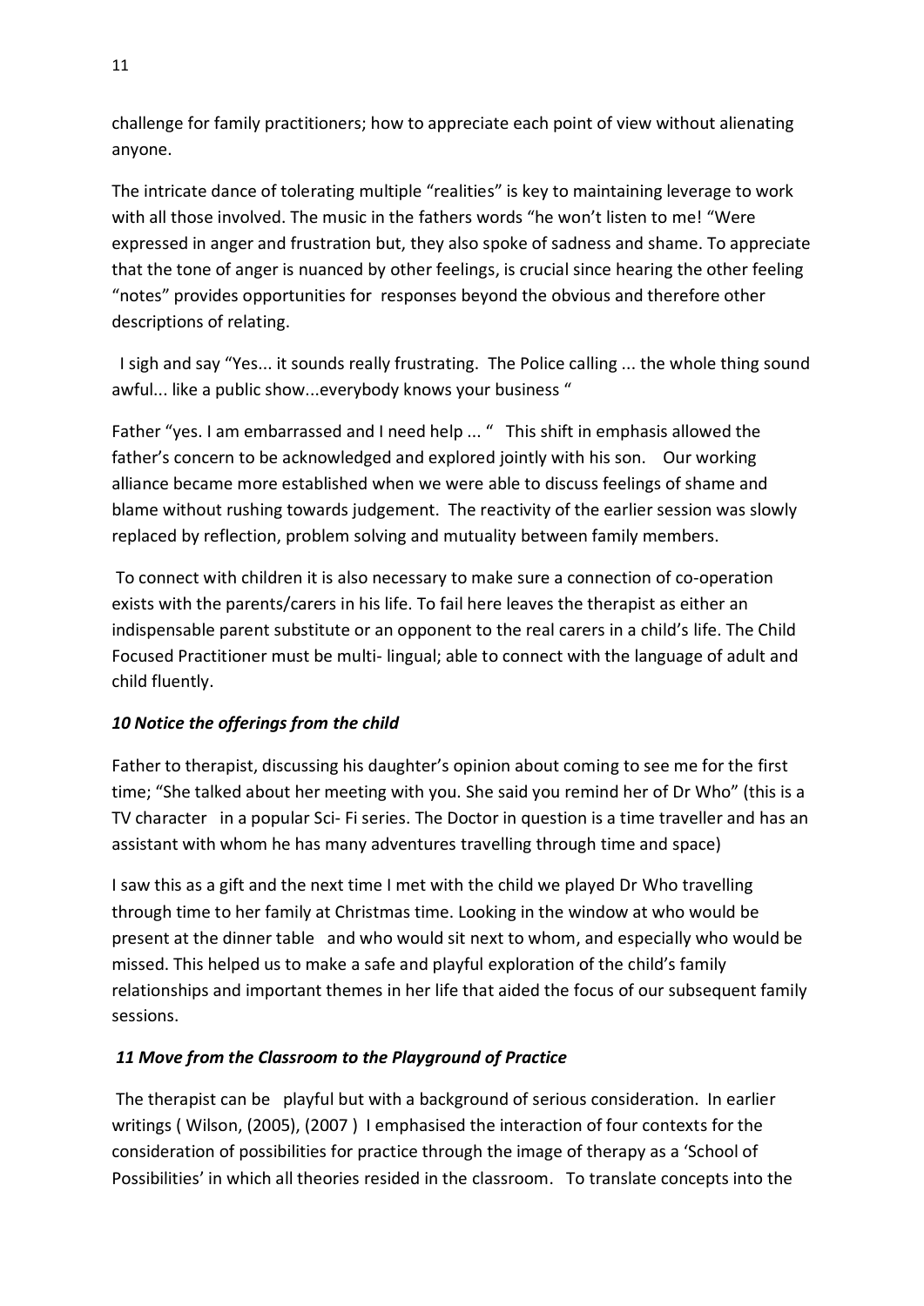challenge for family practitioners; how to appreciate each point of view without alienating anyone.

The intricate dance of tolerating multiple "realities" is key to maintaining leverage to work with all those involved. The music in the fathers words "he won't listen to me! "Were expressed in anger and frustration but, they also spoke of sadness and shame. To appreciate that the tone of anger is nuanced by other feelings, is crucial since hearing the other feeling "notes" provides opportunities for responses beyond the obvious and therefore other descriptions of relating.

I sigh and say "Yes... it sounds really frustrating. The Police calling ... the whole thing sound awful... like a public show...everybody knows your business "

Father "yes. I am embarrassed and I need help ... " This shift in emphasis allowed the father's concern to be acknowledged and explored jointly with his son. Our working alliance became more established when we were able to discuss feelings of shame and blame without rushing towards judgement. The reactivity of the earlier session was slowly replaced by reflection, problem solving and mutuality between family members.

To connect with children it is also necessary to make sure a connection of co-operation exists with the parents/carers in his life. To fail here leaves the therapist as either an indispensable parent substitute or an opponent to the real carers in a child's life. The Child Focused Practitioner must be multi- lingual; able to connect with the language of adult and child fluently.

### *10 Notice the offerings from the child*

Father to therapist, discussing his daughter's opinion about coming to see me for the first time; "She talked about her meeting with you. She said you remind her of Dr Who" (this is a TV character in a popular Sci- Fi series. The Doctor in question is a time traveller and has an assistant with whom he has many adventures travelling through time and space)

I saw this as a gift and the next time I met with the child we played Dr Who travelling through time to her family at Christmas time. Looking in the window at who would be present at the dinner table and who would sit next to whom, and especially who would be missed. This helped us to make a safe and playful exploration of the child's family relationships and important themes in her life that aided the focus of our subsequent family sessions.

### *11 Move from the Classroom to the Playground of Practice*

The therapist can be playful but with a background of serious consideration. In earlier writings ( Wilson, (2005), (2007 ) I emphasised the interaction of four contexts for the consideration of possibilities for practice through the image of therapy as a 'School of Possibilities' in which all theories resided in the classroom. To translate concepts into the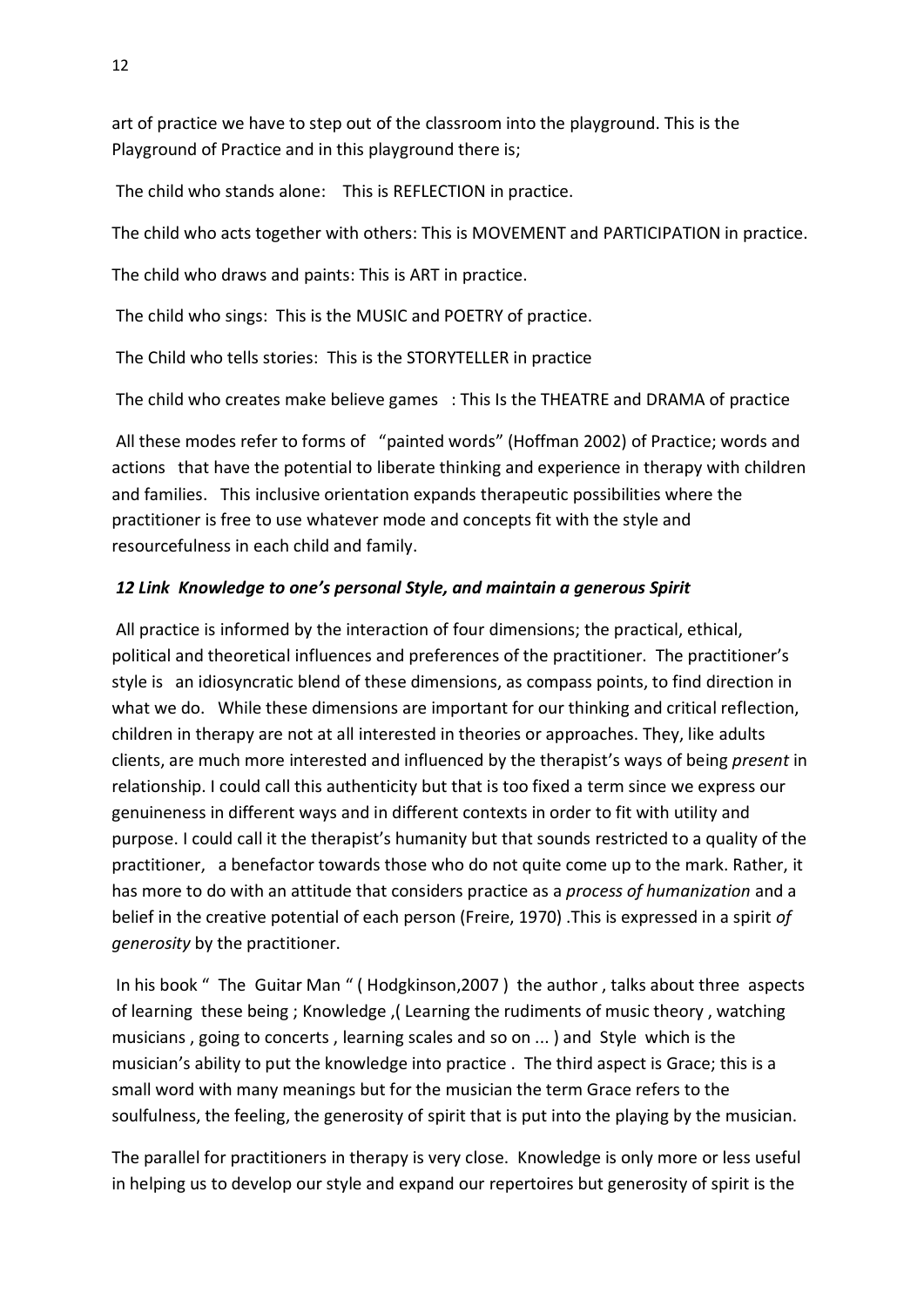art of practice we have to step out of the classroom into the playground. This is the Playground of Practice and in this playground there is;

The child who stands alone: This is REFLECTION in practice.

The child who acts together with others: This is MOVEMENT and PARTICIPATION in practice.

The child who draws and paints: This is ART in practice.

The child who sings: This is the MUSIC and POETRY of practice.

The Child who tells stories: This is the STORYTELLER in practice

The child who creates make believe games : This Is the THEATRE and DRAMA of practice

All these modes refer to forms of "painted words" (Hoffman 2002) of Practice; words and actions that have the potential to liberate thinking and experience in therapy with children and families. This inclusive orientation expands therapeutic possibilities where the practitioner is free to use whatever mode and concepts fit with the style and resourcefulness in each child and family.

### *12 Link Knowledge to one's personal Style, and maintain a generous Spirit*

All practice is informed by the interaction of four dimensions; the practical, ethical, political and theoretical influences and preferences of the practitioner. The practitioner's style is an idiosyncratic blend of these dimensions, as compass points, to find direction in what we do. While these dimensions are important for our thinking and critical reflection, children in therapy are not at all interested in theories or approaches. They, like adults clients, are much more interested and influenced by the therapist's ways of being *present* in relationship. I could call this authenticity but that is too fixed a term since we express our genuineness in different ways and in different contexts in order to fit with utility and purpose. I could call it the therapist's humanity but that sounds restricted to a quality of the practitioner, a benefactor towards those who do not quite come up to the mark. Rather, it has more to do with an attitude that considers practice as a *process of humanization* and a belief in the creative potential of each person (Freire, 1970) .This is expressed in a spirit *of generosity* by the practitioner.

In his book " The Guitar Man " ( Hodgkinson,2007 ) the author , talks about three aspects of learning these being ; Knowledge ,( Learning the rudiments of music theory , watching musicians , going to concerts , learning scales and so on ... ) and Style which is the musician's ability to put the knowledge into practice . The third aspect is Grace; this is a small word with many meanings but for the musician the term Grace refers to the soulfulness, the feeling, the generosity of spirit that is put into the playing by the musician.

The parallel for practitioners in therapy is very close. Knowledge is only more or less useful in helping us to develop our style and expand our repertoires but generosity of spirit is the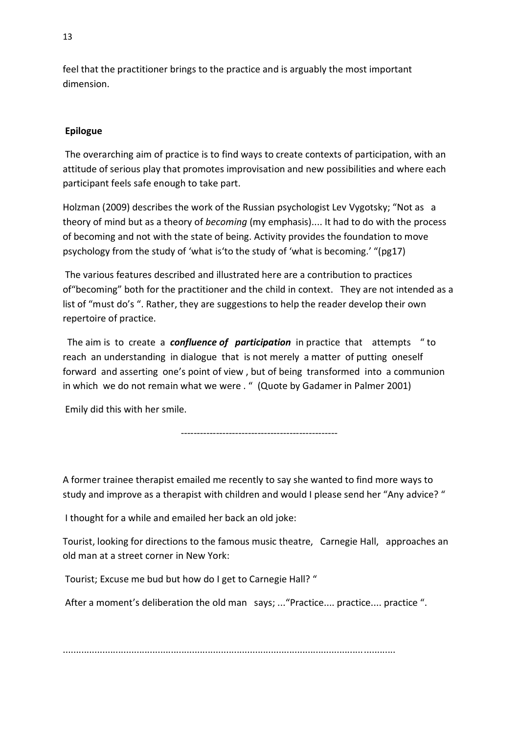feel that the practitioner brings to the practice and is arguably the most important dimension.

## Epilogue

The overarching aim of practice is to find ways to create contexts of participation, with an attitude of serious play that promotes improvisation and new possibilities and where each participant feels safe enough to take part.

Holzman (2009) describes the work of the Russian psychologist Lev Vygotsky; "Not as a theory of mind but as a theory of *becoming* (my emphasis).... It had to do with the process of becoming and not with the state of being. Activity provides the foundation to move psychology from the study of 'what is'to the study of 'what is becoming.' "(pg17)

The various features described and illustrated here are a contribution to practices of"becoming" both for the practitioner and the child in context. They are not intended as a list of "must do's ". Rather, they are suggestions to help the reader develop their own repertoire of practice.

The aim is to create a ***confluence of participation*** in practice that attempts " to reach an understanding in dialogue that is not merely a matter of putting oneself forward and asserting one's point of view , but of being transformed into a communion in which we do not remain what we were . " (Quote by Gadamer in Palmer 2001)

Emily did this with her smile.

---

A former trainee therapist emailed me recently to say she wanted to find more ways to study and improve as a therapist with children and would I please send her "Any advice? "

I thought for a while and emailed her back an old joke:

Tourist, looking for directions to the famous music theatre, Carnegie Hall, approaches an old man at a street corner in New York:

Tourist; Excuse me bud but how do I get to Carnegie Hall? "

After a moment's deliberation the old man says; ..."Practice.... practice.... practice ".

.............................................................................................................................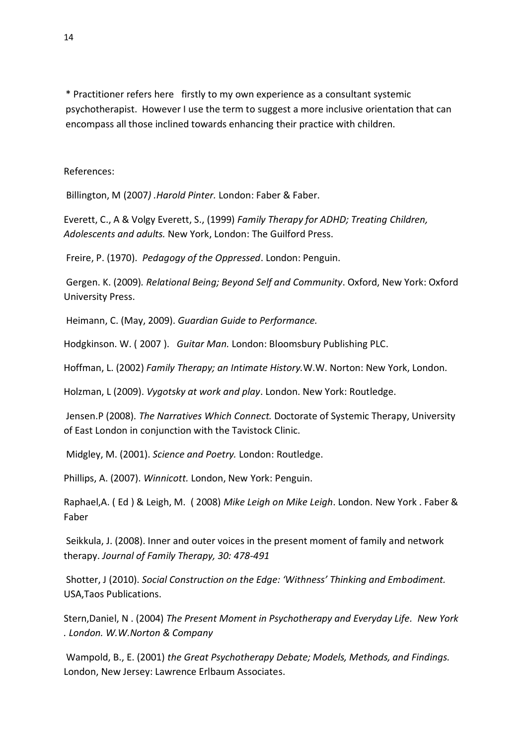* Practitioner refers here firstly to my own experience as a consultant systemic psychotherapist. However I use the term to suggest a more inclusive orientation that can encompass all those inclined towards enhancing their practice with children.

References:

Billington, M (2007) .*Harold Pinter.* London: Faber & Faber.

Everett, C., A & Volgy Everett, S., (1999) *Family Therapy for ADHD; Treating Children, Adolescents and adults.* New York, London: The Guilford Press.

Freire, P. (1970). *Pedagogy of the Oppressed*. London: Penguin.

Gergen. K. (2009). *Relational Being; Beyond Self and Community*. Oxford, New York: Oxford University Press.

Heimann, C. (May, 2009). *Guardian Guide to Performance.*

Hodgkinson. W. ( 2007 ). *Guitar Man.* London: Bloomsbury Publishing PLC.

Hoffman, L. (2002) *Family Therapy; an Intimate History.* W.W. Norton: New York, London.

Holzman, L (2009). *Vygotsky at work and play*. London. New York: Routledge.

Jensen.P (2008). *The Narratives Which Connect.* Doctorate of Systemic Therapy, University of East London in conjunction with the Tavistock Clinic.

Midgley, M. (2001). *Science and Poetry.* London: Routledge.

Phillips, A. (2007). *Winnicott.* London, New York: Penguin.

Raphael,A. ( Ed ) & Leigh, M. ( 2008) *Mike Leigh on Mike Leigh*. London. New York . Faber & Faber

Seikkula, J. (2008). Inner and outer voices in the present moment of family and network therapy. *Journal of Family Therapy, 30: 478-491*

Shotter, J (2010). *Social Construction on the Edge: 'Withness' Thinking and Embodiment.* USA,Taos Publications.

Stern,Daniel, N . (2004) *The Present Moment in Psychotherapy and Everyday Life. New York . London. W.W.Norton & Company*

Wampold, B., E. (2001) *the Great Psychotherapy Debate; Models, Methods, and Findings.* London, New Jersey: Lawrence Erlbaum Associates.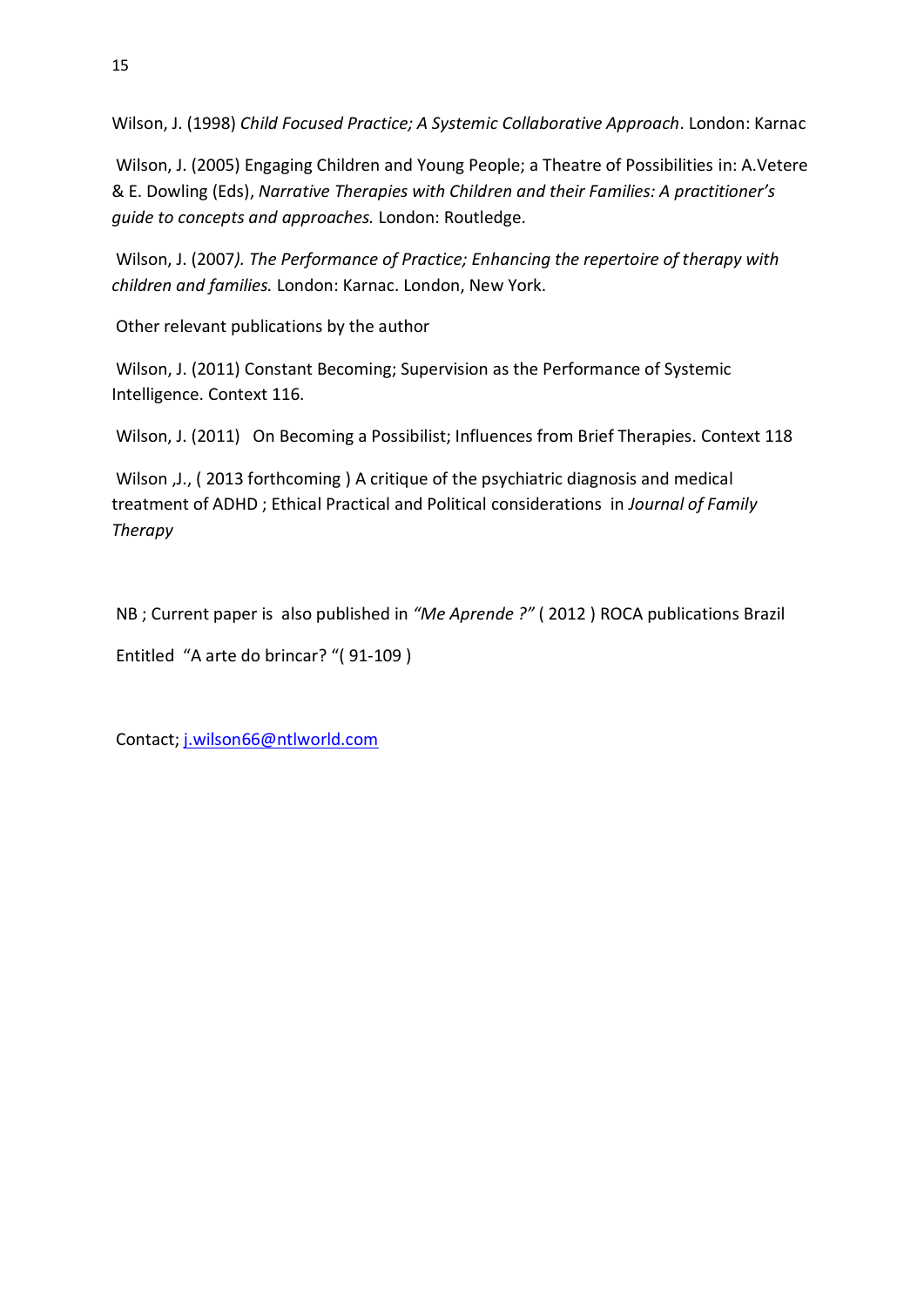Wilson, J. (1998) *Child Focused Practice; A Systemic Collaborative Approach*. London: Karnac

Wilson, J. (2005) Engaging Children and Young People; a Theatre of Possibilities in: A.Vetere & E. Dowling (Eds), *Narrative Therapies with Children and their Families: A practitioner's guide to concepts and approaches.* London: Routledge.

Wilson, J. (2007*). The Performance of Practice; Enhancing the repertoire of therapy with children and families.* London: Karnac. London, New York.

Other relevant publications by the author

Wilson, J. (2011) Constant Becoming; Supervision as the Performance of Systemic Intelligence. Context 116.

Wilson, J. (2011) On Becoming a Possibilist; Influences from Brief Therapies. Context 118

Wilson ,J., ( 2013 forthcoming ) A critique of the psychiatric diagnosis and medical treatment of ADHD ; Ethical Practical and Political considerations in *Journal of Family Therapy*

NB ; Current paper is also published in *"Me Aprende ?"* ( 2012 ) ROCA publications Brazil

Entitled "A arte do brincar? "( 91-109 )

Contact; j.wilson66@ntlworld.com